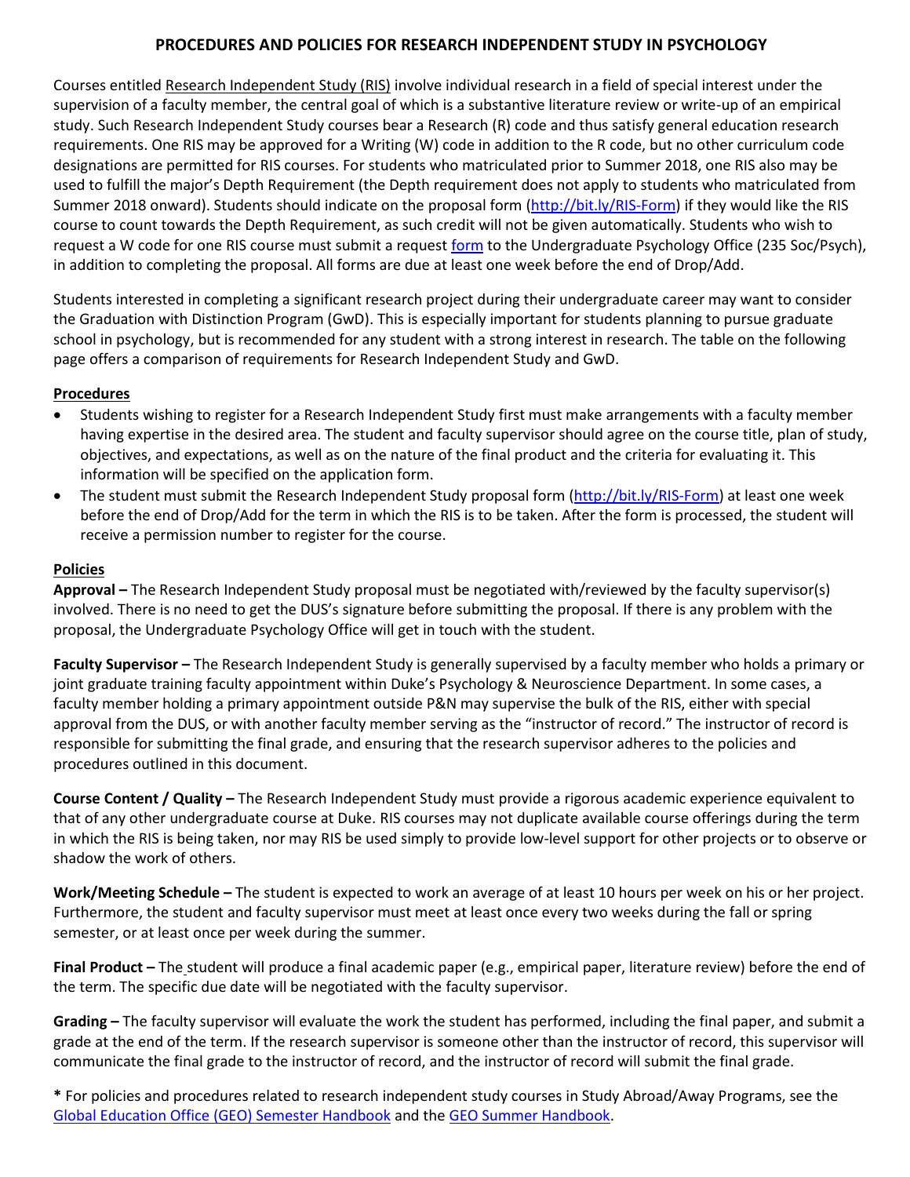# PROCEDURES AND POLICIES FOR RESEARCH INDEPENDENT STUDY IN PSYCHOLOGY

Courses entitled Research Independent Study (RIS) involve individual research in a field of special interest under the supervision of a faculty member, the central goal of which is a substantive literature review or write-up of an empirical study. Such Research Independent Study courses bear a Research (R) code and thus satisfy general education research requirements. One RIS may be approved for a Writing (W) code in addition to the R code, but no other curriculum code designations are permitted for RIS courses. For students who matriculated prior to Summer 2018, one RIS also may be used to fulfill the major's Depth Requirement (the Depth requirement does not apply to students who matriculated from Summer 2018 onward). Students should indicate on the proposal form (http://bit.ly/RIS-Form) if they would like the RIS course to count towards the Depth Requirement, as such credit will not be given automatically. Students who wish to request a W code for one RIS course must submit a request form to the Undergraduate Psychology Office (235 Soc/Psych), in addition to completing the proposal. All forms are due at least one week before the end of Drop/Add.

Students interested in completing a significant research project during their undergraduate career may want to consider the Graduation with Distinction Program (GwD). This is especially important for students planning to pursue graduate school in psychology, but is recommended for any student with a strong interest in research. The table on the following page offers a comparison of requirements for Research Independent Study and GwD.

## Procedures

- Students wishing to register for a Research Independent Study first must make arrangements with a faculty member having expertise in the desired area. The student and faculty supervisor should agree on the course title, plan of study, objectives, and expectations, as well as on the nature of the final product and the criteria for evaluating it. This information will be specified on the application form.
- The student must submit the Research Independent Study proposal form (http://bit.ly/RIS-Form) at least one week before the end of Drop/Add for the term in which the RIS is to be taken. After the form is processed, the student will receive a permission number to register for the course.

## Policies

**Approval –** The Research Independent Study proposal must be negotiated with/reviewed by the faculty supervisor(s) involved. There is no need to get the DUS's signature before submitting the proposal. If there is any problem with the proposal, the Undergraduate Psychology Office will get in touch with the student.

**Faculty Supervisor –** The Research Independent Study is generally supervised by a faculty member who holds a primary or joint graduate training faculty appointment within Duke's Psychology & Neuroscience Department. In some cases, a faculty member holding a primary appointment outside P&N may supervise the bulk of the RIS, either with special approval from the DUS, or with another faculty member serving as the "instructor of record." The instructor of record is responsible for submitting the final grade, and ensuring that the research supervisor adheres to the policies and procedures outlined in this document.

**Course Content / Quality –** The Research Independent Study must provide a rigorous academic experience equivalent to that of any other undergraduate course at Duke. RIS courses may not duplicate available course offerings during the term in which the RIS is being taken, nor may RIS be used simply to provide low-level support for other projects or to observe or shadow the work of others.

**Work/Meeting Schedule –** The student is expected to work an average of at least 10 hours per week on his or her project. Furthermore, the student and faculty supervisor must meet at least once every two weeks during the fall or spring semester, or at least once per week during the summer.

**Final Product –** The student will produce a final academic paper (e.g., empirical paper, literature review) before the end of the term. The specific due date will be negotiated with the faculty supervisor.

**Grading –** The faculty supervisor will evaluate the work the student has performed, including the final paper, and submit a grade at the end of the term. If the research supervisor is someone other than the instructor of record, this supervisor will communicate the final grade to the instructor of record, and the instructor of record will submit the final grade.

* For policies and procedures related to research independent study courses in Study Abroad/Away Programs, see the Global Education Office (GEO) Semester Handbook and the GEO Summer Handbook.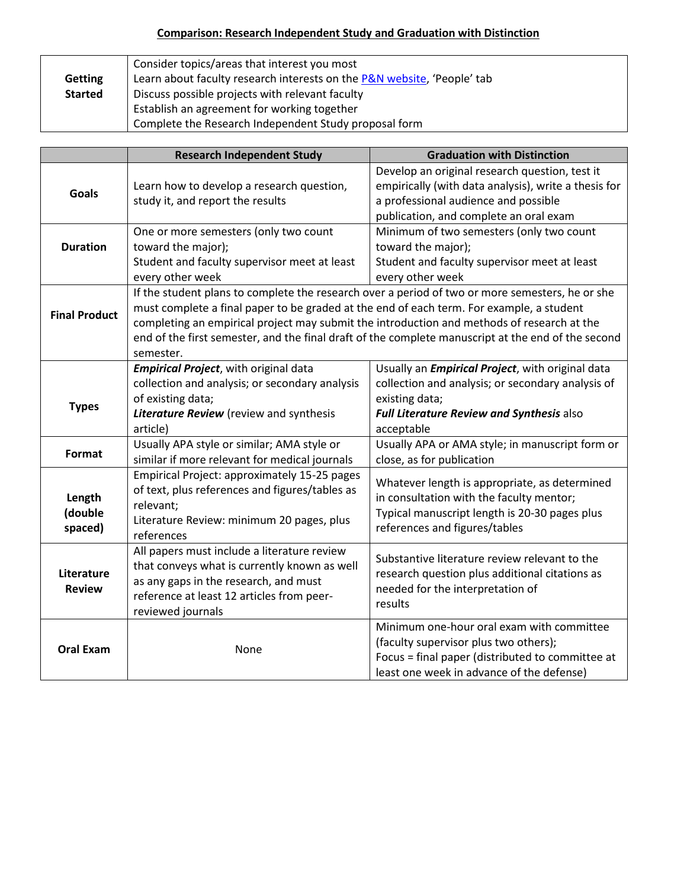**Comparison: Research Independent Study and Graduation with Distinction**

| | |
|---|---|
| **Getting Started** | Consider topics/areas that interest you most<br>Learn about faculty research interests on the P&N website, 'People' tab<br>Discuss possible projects with relevant faculty<br>Establish an agreement for working together<br>Complete the Research Independent Study proposal form |

| | Research Independent Study | Graduation with Distinction |
|---|---|---|
| **Goals** | Learn how to develop a research question, study it, and report the results | Develop an original research question, test it empirically (with data analysis), write a thesis for a professional audience and possible publication, and complete an oral exam |
| **Duration** | One or more semesters (only two count toward the major);<br>Student and faculty supervisor meet at least every other week | Minimum of two semesters (only two count toward the major);<br>Student and faculty supervisor meet at least every other week |
| **Final Product** | If the student plans to complete the research over a period of two or more semesters, he or she must complete a final paper to be graded at the end of each term. For example, a student completing an empirical project may submit the introduction and methods of research at the end of the first semester, and the final draft of the complete manuscript at the end of the second semester. | |
| **Types** | ***Empirical Project***, with original data collection and analysis; or secondary analysis of existing data;<br>***Literature Review*** (review and synthesis article) | Usually an ***Empirical Project***, with original data collection and analysis; or secondary analysis of existing data;<br>***Full Literature Review and Synthesis*** also acceptable |
| **Format** | Usually APA style or similar; AMA style or similar if more relevant for medical journals | Usually APA or AMA style; in manuscript form or close, as for publication |
| **Length (double spaced)** | Empirical Project: approximately 15-25 pages of text, plus references and figures/tables as relevant;<br>Literature Review: minimum 20 pages, plus references | Whatever length is appropriate, as determined in consultation with the faculty mentor;<br>Typical manuscript length is 20-30 pages plus references and figures/tables |
| **Literature Review** | All papers must include a literature review that conveys what is currently known as well as any gaps in the research, and must reference at least 12 articles from peer-reviewed journals | Substantive literature review relevant to the research question plus additional citations as needed for the interpretation of results |
| **Oral Exam** | None | Minimum one-hour oral exam with committee (faculty supervisor plus two others);<br>Focus = final paper (distributed to committee at least one week in advance of the defense) |